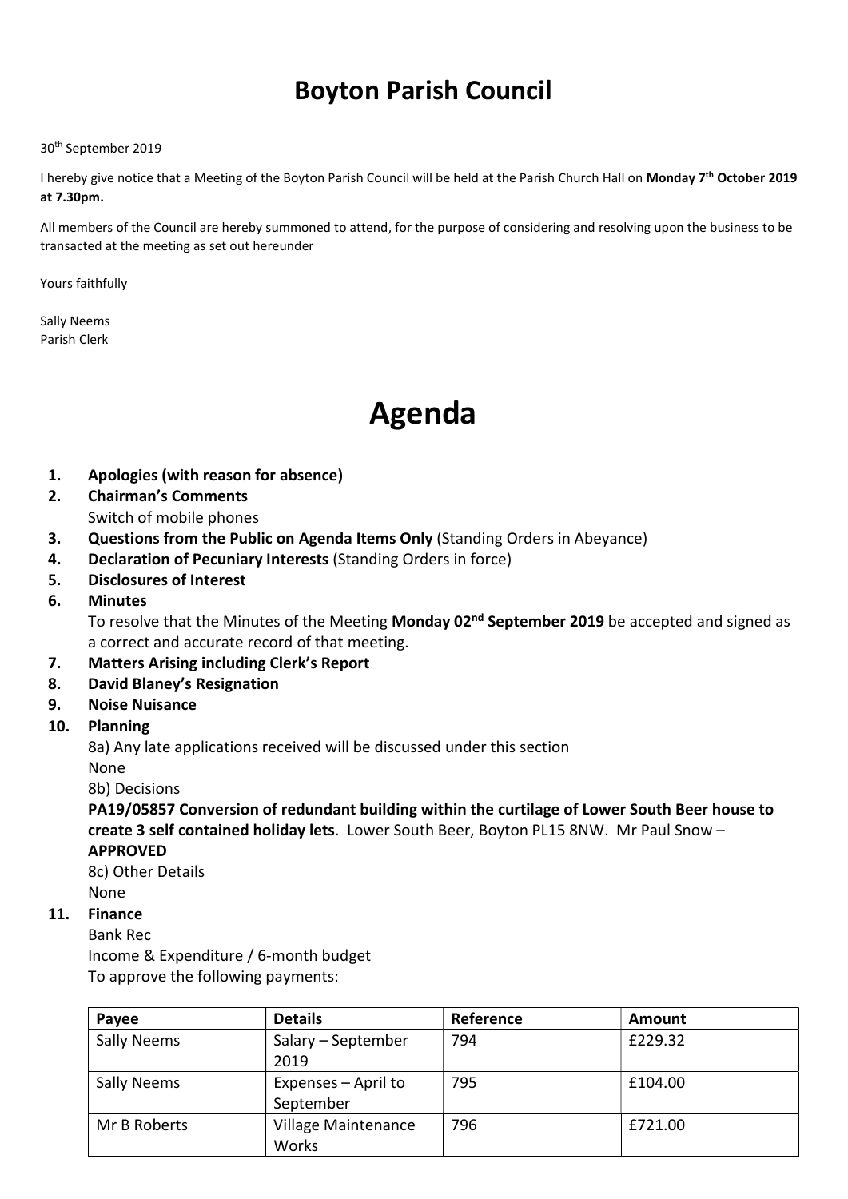# Boyton Parish Council

30th September 2019

I hereby give notice that a Meeting of the Boyton Parish Council will be held at the Parish Church Hall on **Monday 7th October 2019 at 7.30pm.**

All members of the Council are hereby summoned to attend, for the purpose of considering and resolving upon the business to be transacted at the meeting as set out hereunder

Yours faithfully

Sally Neems
Parish Clerk

# Agenda

1. **Apologies (with reason for absence)**
2. **Chairman's Comments**
   Switch of mobile phones
3. **Questions from the Public on Agenda Items Only** (Standing Orders in Abeyance)
4. **Declaration of Pecuniary Interests** (Standing Orders in force)
5. **Disclosures of Interest**
6. **Minutes**
   To resolve that the Minutes of the Meeting **Monday 02nd September 2019** be accepted and signed as a correct and accurate record of that meeting.
7. **Matters Arising including Clerk's Report**
8. **David Blaney's Resignation**
9. **Noise Nuisance**
10. **Planning**
    8a) Any late applications received will be discussed under this section
    None
    8b) Decisions
    **PA19/05857 Conversion of redundant building within the curtilage of Lower South Beer house to create 3 self contained holiday lets**. Lower South Beer, Boyton PL15 8NW. Mr Paul Snow – **APPROVED**
    8c) Other Details
    None
11. **Finance**
    Bank Rec
    Income & Expenditure / 6-month budget
    To approve the following payments:

| Payee | Details | Reference | Amount |
|---|---|---|---|
| Sally Neems | Salary – September 2019 | 794 | £229.32 |
| Sally Neems | Expenses – April to September | 795 | £104.00 |
| Mr B Roberts | Village Maintenance Works | 796 | £721.00 |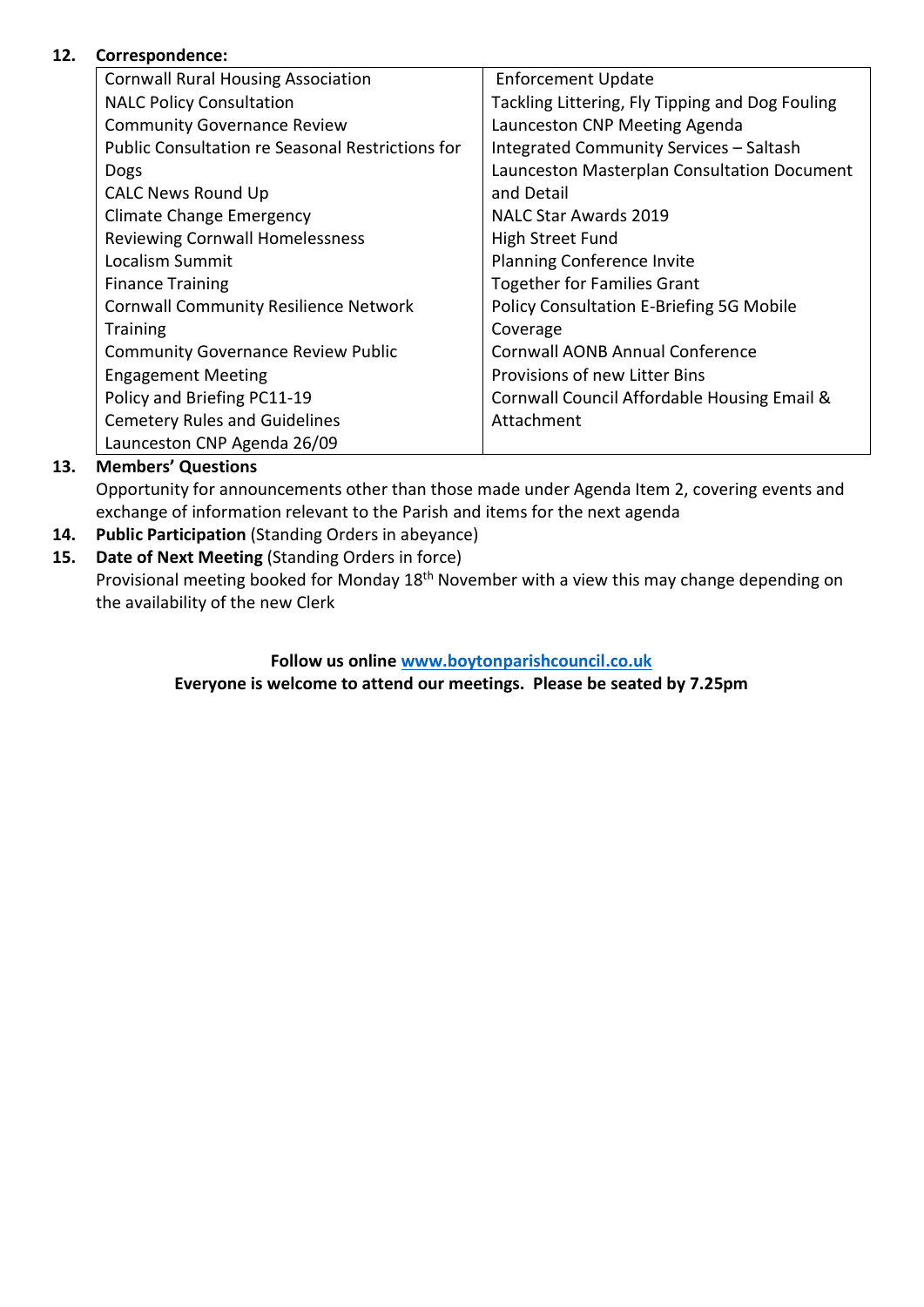**12. Correspondence:**

| | |
|---|---|
| Cornwall Rural Housing Association | Enforcement Update |
| NALC Policy Consultation | Tackling Littering, Fly Tipping and Dog Fouling |
| Community Governance Review | Launceston CNP Meeting Agenda |
| Public Consultation re Seasonal Restrictions for Dogs | Integrated Community Services – Saltash |
| CALC News Round Up | Launceston Masterplan Consultation Document and Detail |
| Climate Change Emergency | NALC Star Awards 2019 |
| Reviewing Cornwall Homelessness | High Street Fund |
| Localism Summit | Planning Conference Invite |
| Finance Training | Together for Families Grant |
| Cornwall Community Resilience Network Training | Policy Consultation E-Briefing 5G Mobile Coverage |
| Community Governance Review Public Engagement Meeting | Cornwall AONB Annual Conference |
| Policy and Briefing PC11-19 | Provisions of new Litter Bins |
| Cemetery Rules and Guidelines | Cornwall Council Affordable Housing Email & Attachment |
| Launceston CNP Agenda 26/09 | |

**13. Members' Questions**

Opportunity for announcements other than those made under Agenda Item 2, covering events and exchange of information relevant to the Parish and items for the next agenda

**14. Public Participation** (Standing Orders in abeyance)

**15. Date of Next Meeting** (Standing Orders in force)

Provisional meeting booked for Monday 18th November with a view this may change depending on the availability of the new Clerk

**Follow us online www.boytonparishcouncil.co.uk**

**Everyone is welcome to attend our meetings. Please be seated by 7.25pm**